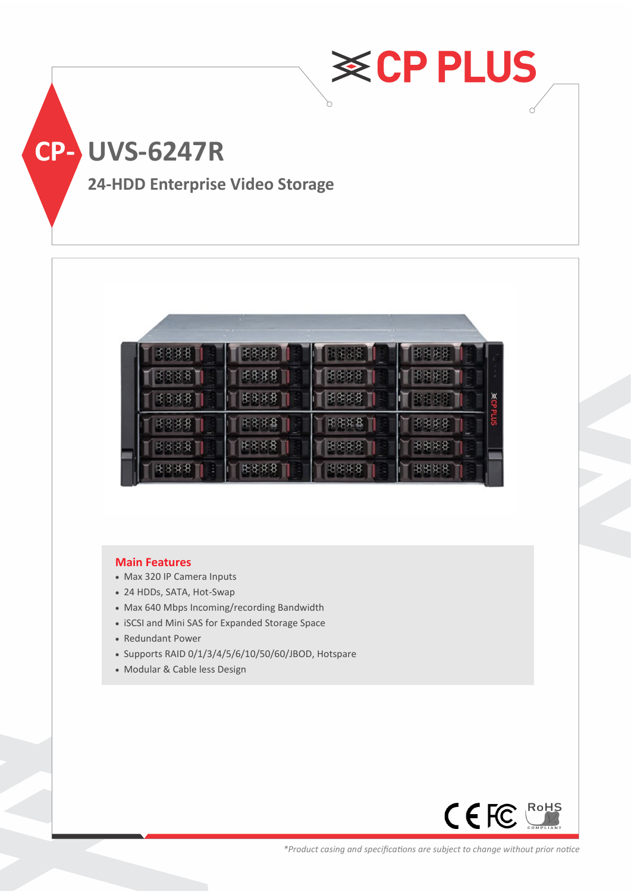CP PLUS

# CP-UVS-6247R

## 24-HDD Enterprise Video Storage

### Main Features

- Max 320 IP Camera Inputs
- 24 HDDs, SATA, Hot-Swap
- Max 640 Mbps Incoming/recording Bandwidth
- iSCSI and Mini SAS for Expanded Storage Space
- Redundant Power
- Supports RAID 0/1/3/4/5/6/10/50/60/JBOD, Hotspare
- Modular & Cable less Design

CE FC RoHS COMPLIANT

*Product casing and specifications are subject to change without prior notice*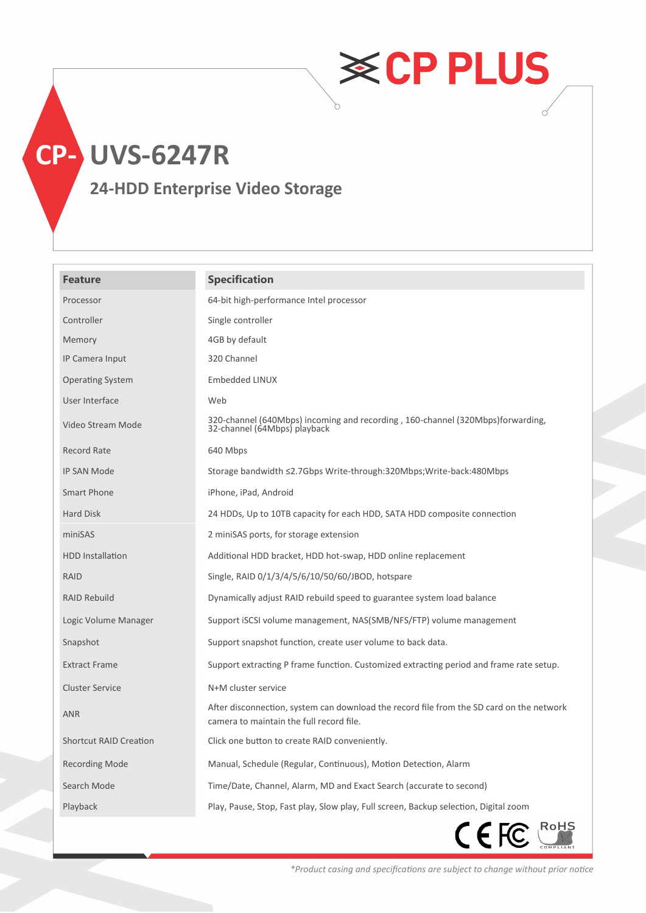# CP-UVS-6247R

## 24-HDD Enterprise Video Storage

| Feature | Specification |
|---|---|
| Processor | 64-bit high-performance Intel processor |
| Controller | Single controller |
| Memory | 4GB by default |
| IP Camera Input | 320 Channel |
| Operating System | Embedded LINUX |
| User Interface | Web |
| Video Stream Mode | 320-channel (640Mbps) incoming and recording , 160-channel (320Mbps)forwarding, 32-channel (64Mbps) playback |
| Record Rate | 640 Mbps |
| IP SAN Mode | Storage bandwidth ≤2.7Gbps Write-through:320Mbps;Write-back:480Mbps |
| Smart Phone | iPhone, iPad, Android |
| Hard Disk | 24 HDDs, Up to 10TB capacity for each HDD, SATA HDD composite connection |
| miniSAS | 2 miniSAS ports, for storage extension |
| HDD Installation | Additional HDD bracket, HDD hot-swap, HDD online replacement |
| RAID | Single, RAID 0/1/3/4/5/6/10/50/60/JBOD, hotspare |
| RAID Rebuild | Dynamically adjust RAID rebuild speed to guarantee system load balance |
| Logic Volume Manager | Support iSCSI volume management, NAS(SMB/NFS/FTP) volume management |
| Snapshot | Support snapshot function, create user volume to back data. |
| Extract Frame | Support extracting P frame function. Customized extracting period and frame rate setup. |
| Cluster Service | N+M cluster service |
| ANR | After disconnection, system can download the record file from the SD card on the network camera to maintain the full record file. |
| Shortcut RAID Creation | Click one button to create RAID conveniently. |
| Recording Mode | Manual, Schedule (Regular, Continuous), Motion Detection, Alarm |
| Search Mode | Time/Date, Channel, Alarm, MD and Exact Search (accurate to second) |
| Playback | Play, Pause, Stop, Fast play, Slow play, Full screen, Backup selection, Digital zoom |

*\*Product casing and specifications are subject to change without prior notice*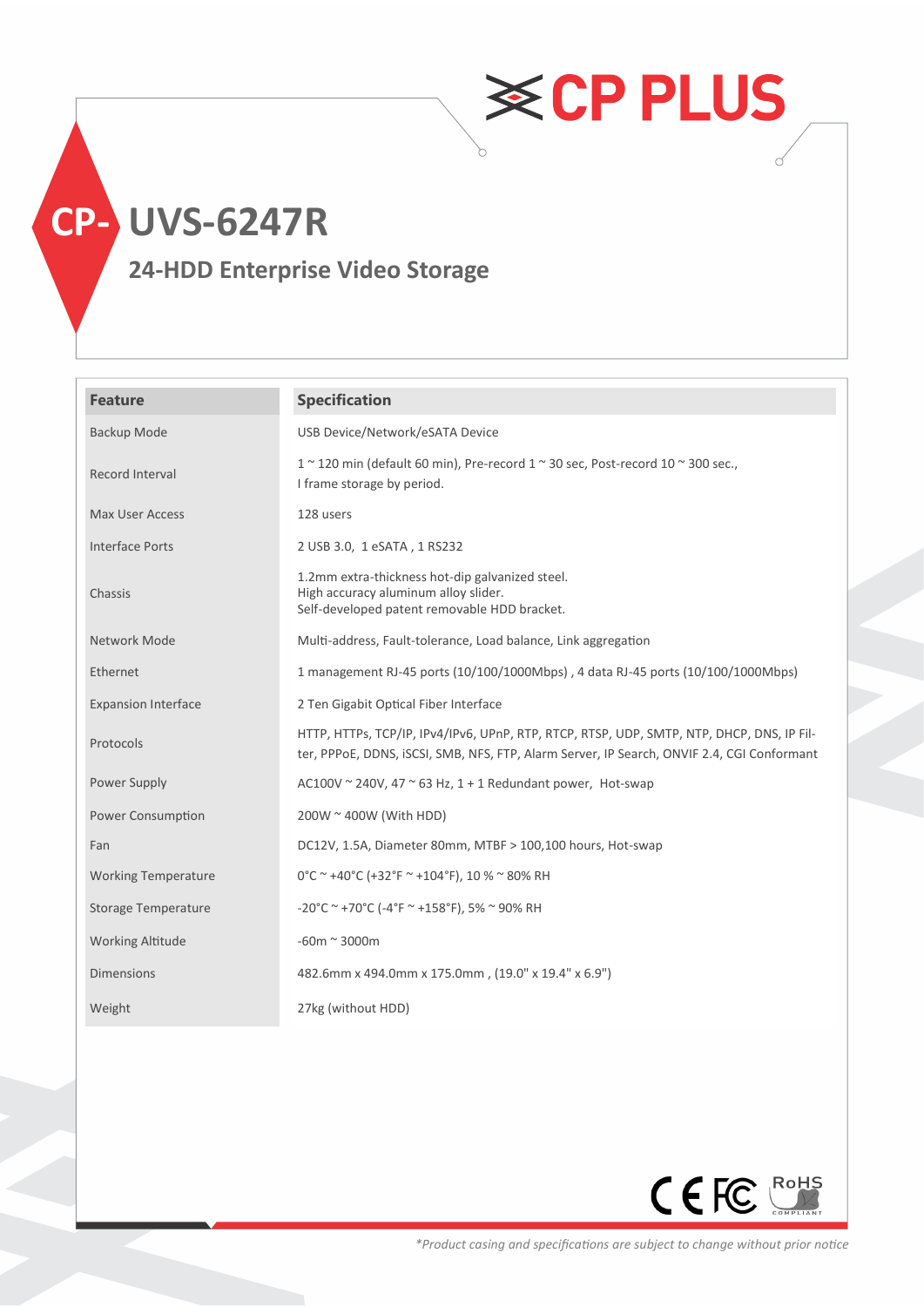# CP- UVS-6247R

## 24-HDD Enterprise Video Storage

| Feature | Specification |
|---|---|
| Backup Mode | USB Device/Network/eSATA Device |
| Record Interval | 1 ~ 120 min (default 60 min), Pre-record 1 ~ 30 sec, Post-record 10 ~ 300 sec., I frame storage by period. |
| Max User Access | 128 users |
| Interface Ports | 2 USB 3.0, 1 eSATA , 1 RS232 |
| Chassis | 1.2mm extra-thickness hot-dip galvanized steel. High accuracy aluminum alloy slider. Self-developed patent removable HDD bracket. |
| Network Mode | Multi-address, Fault-tolerance, Load balance, Link aggregation |
| Ethernet | 1 management RJ-45 ports (10/100/1000Mbps) , 4 data RJ-45 ports (10/100/1000Mbps) |
| Expansion Interface | 2 Ten Gigabit Optical Fiber Interface |
| Protocols | HTTP, HTTPs, TCP/IP, IPv4/IPv6, UPnP, RTP, RTCP, RTSP, UDP, SMTP, NTP, DHCP, DNS, IP Filter, PPPoE, DDNS, iSCSI, SMB, NFS, FTP, Alarm Server, IP Search, ONVIF 2.4, CGI Conformant |
| Power Supply | AC100V ~ 240V, 47 ~ 63 Hz, 1 + 1 Redundant power, Hot-swap |
| Power Consumption | 200W ~ 400W (With HDD) |
| Fan | DC12V, 1.5A, Diameter 80mm, MTBF > 100,100 hours, Hot-swap |
| Working Temperature | 0°C ~ +40°C (+32°F ~ +104°F), 10 % ~ 80% RH |
| Storage Temperature | -20°C ~ +70°C (-4°F ~ +158°F), 5% ~ 90% RH |
| Working Altitude | -60m ~ 3000m |
| Dimensions | 482.6mm x 494.0mm x 175.0mm , (19.0" x 19.4" x 6.9") |
| Weight | 27kg (without HDD) |

*\*Product casing and specifications are subject to change without prior notice*